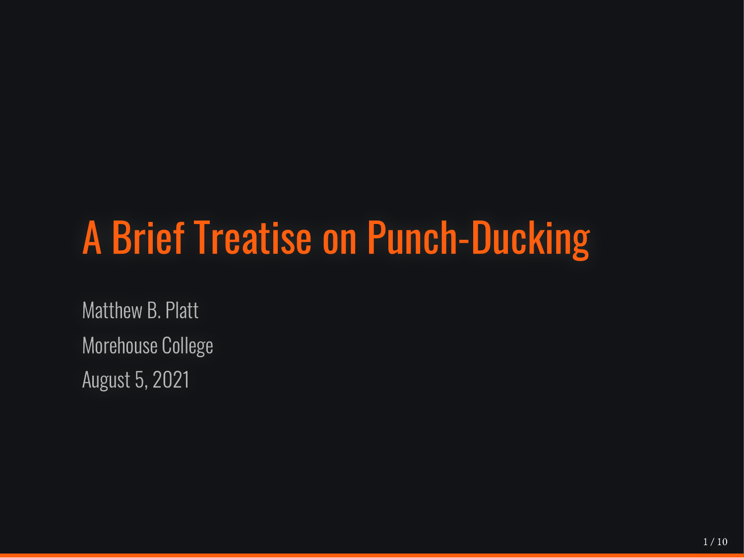# A Brief Treatise on Punch-Ducking

Matthew B. Platt

Morehouse College

August 5, 2021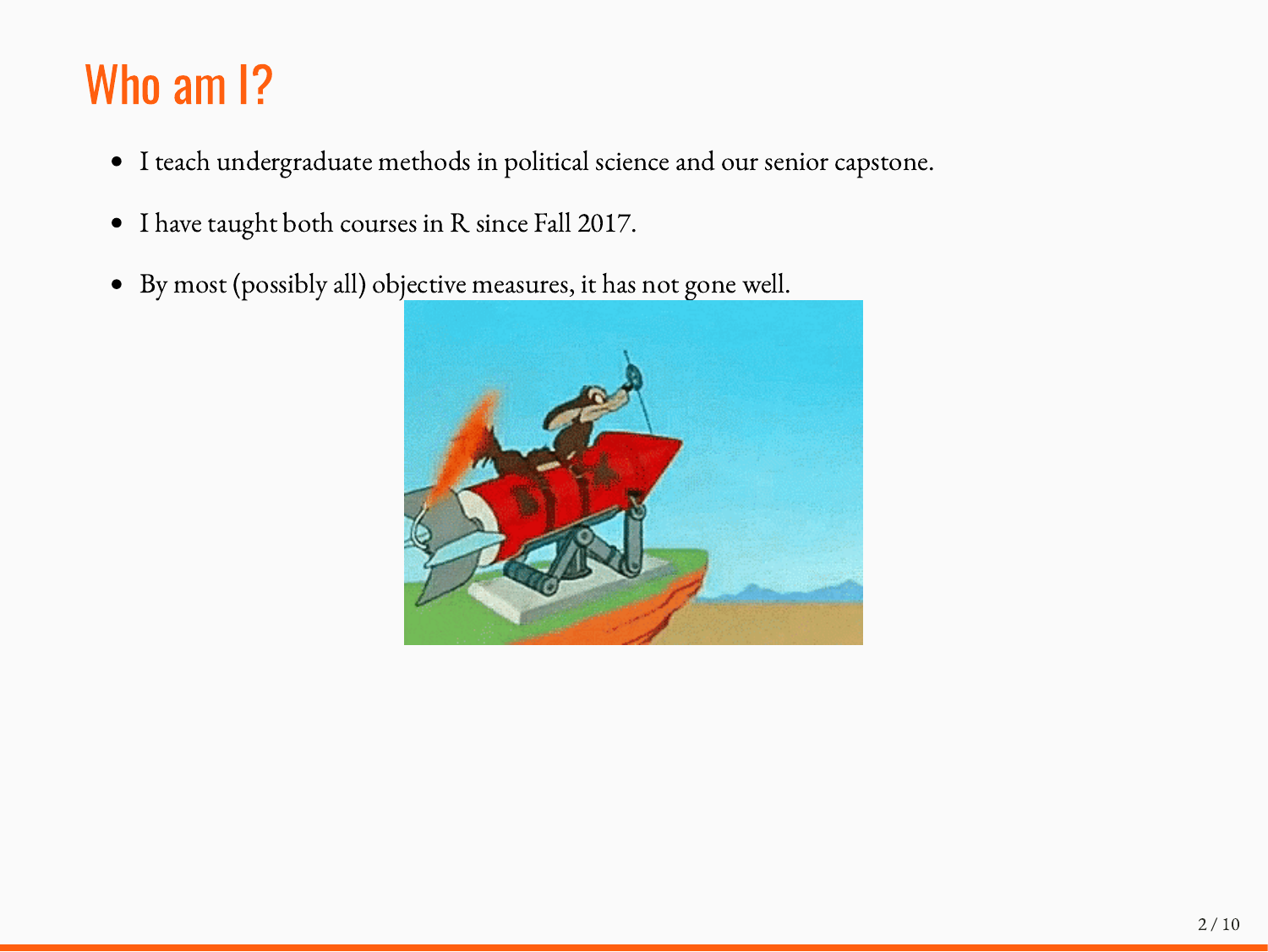# Who am I?

- I teach undergraduate methods in political science and our senior capstone.
- I have taught both courses in R since Fall 2017.
- By most (possibly all) objective measures, it has not gone well.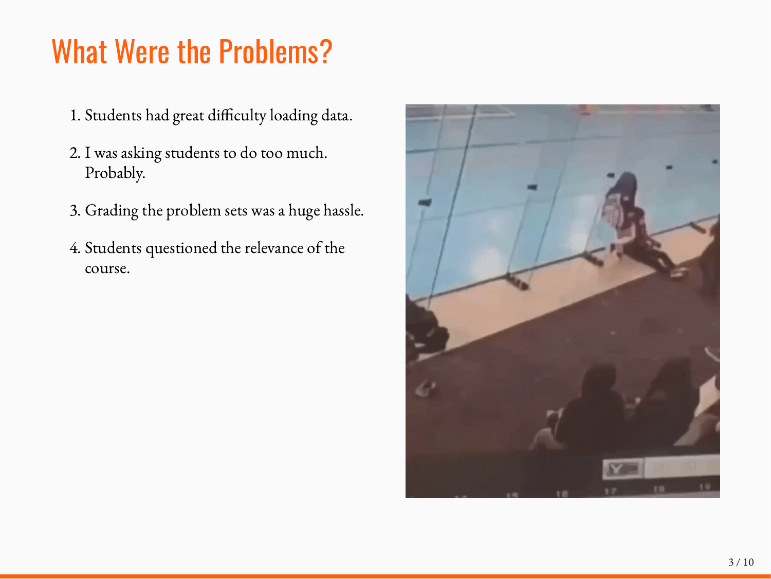# What Were the Problems?

1. Students had great difficulty loading data.

2. I was asking students to do too much. Probably.

3. Grading the problem sets was a huge hassle.

4. Students questioned the relevance of the course.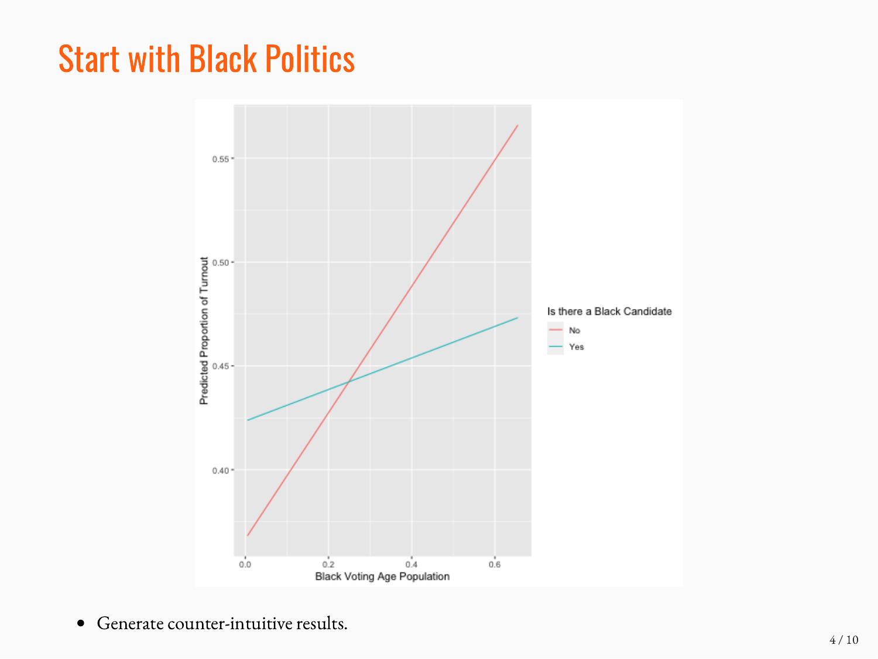# Start with Black Politics

- Generate counter-intuitive results.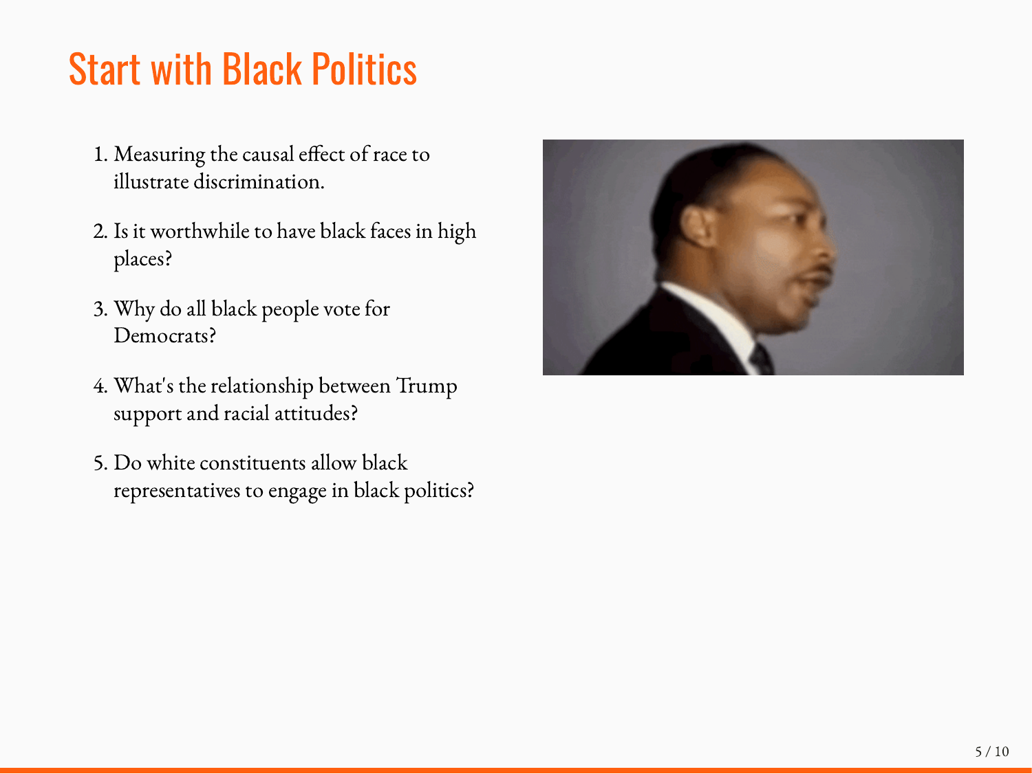# Start with Black Politics

1. Measuring the causal effect of race to illustrate discrimination.
2. Is it worthwhile to have black faces in high places?
3. Why do all black people vote for Democrats?
4. What's the relationship between Trump support and racial attitudes?
5. Do white constituents allow black representatives to engage in black politics?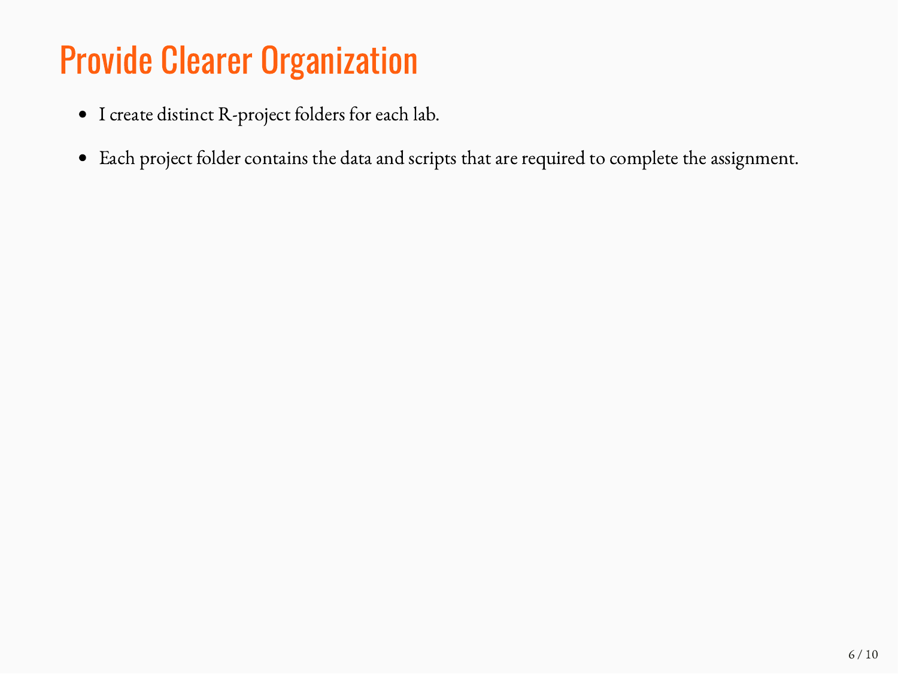# Provide Clearer Organization

- I create distinct R-project folders for each lab.
- Each project folder contains the data and scripts that are required to complete the assignment.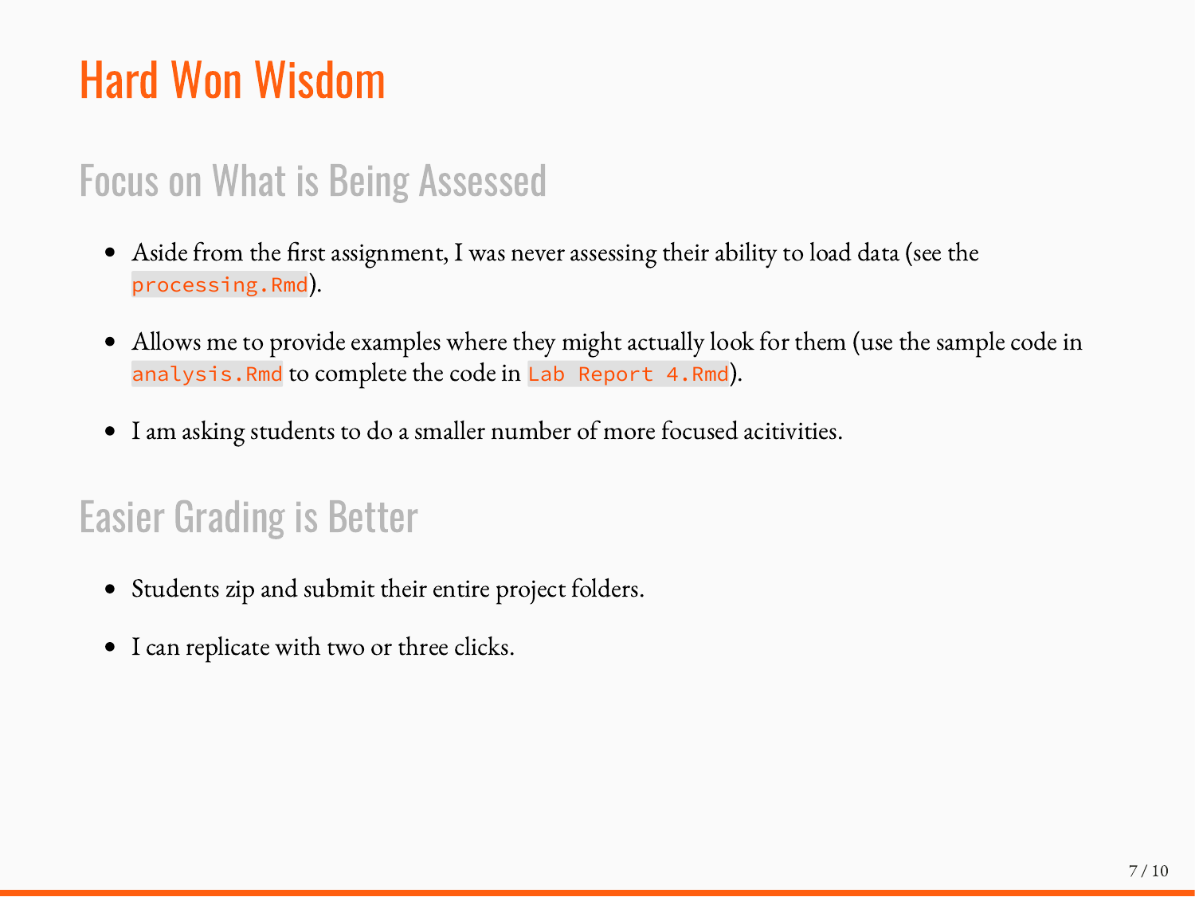# Hard Won Wisdom

## Focus on What is Being Assessed

- Aside from the first assignment, I was never assessing their ability to load data (see the `processing.Rmd`).
- Allows me to provide examples where they might actually look for them (use the sample code in `analysis.Rmd` to complete the code in `Lab Report 4.Rmd`).
- I am asking students to do a smaller number of more focused acitivities.

## Easier Grading is Better

- Students zip and submit their entire project folders.
- I can replicate with two or three clicks.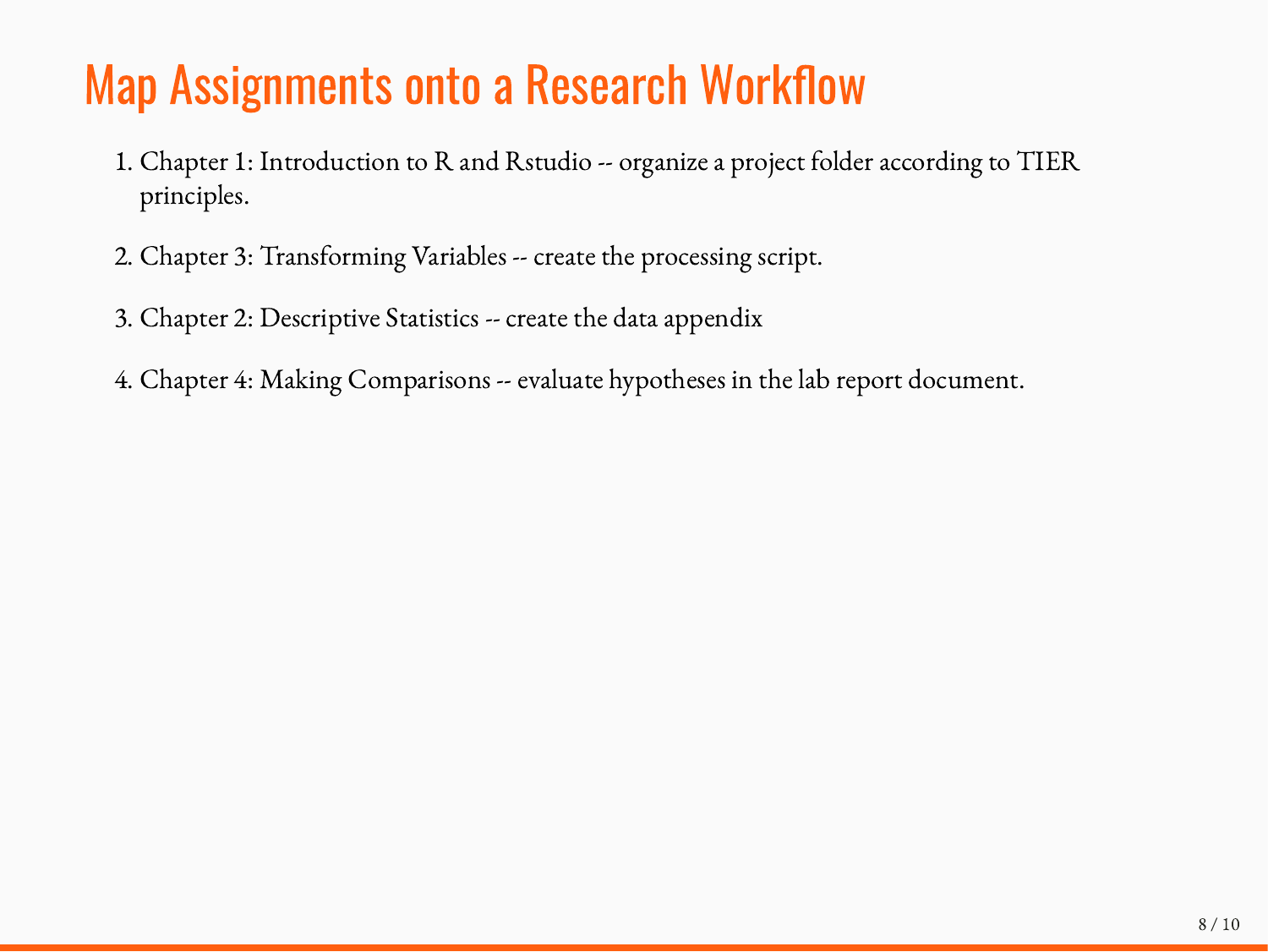# Map Assignments onto a Research Workflow

1. Chapter 1: Introduction to R and Rstudio -- organize a project folder according to TIER principles.
2. Chapter 3: Transforming Variables -- create the processing script.
3. Chapter 2: Descriptive Statistics -- create the data appendix
4. Chapter 4: Making Comparisons -- evaluate hypotheses in the lab report document.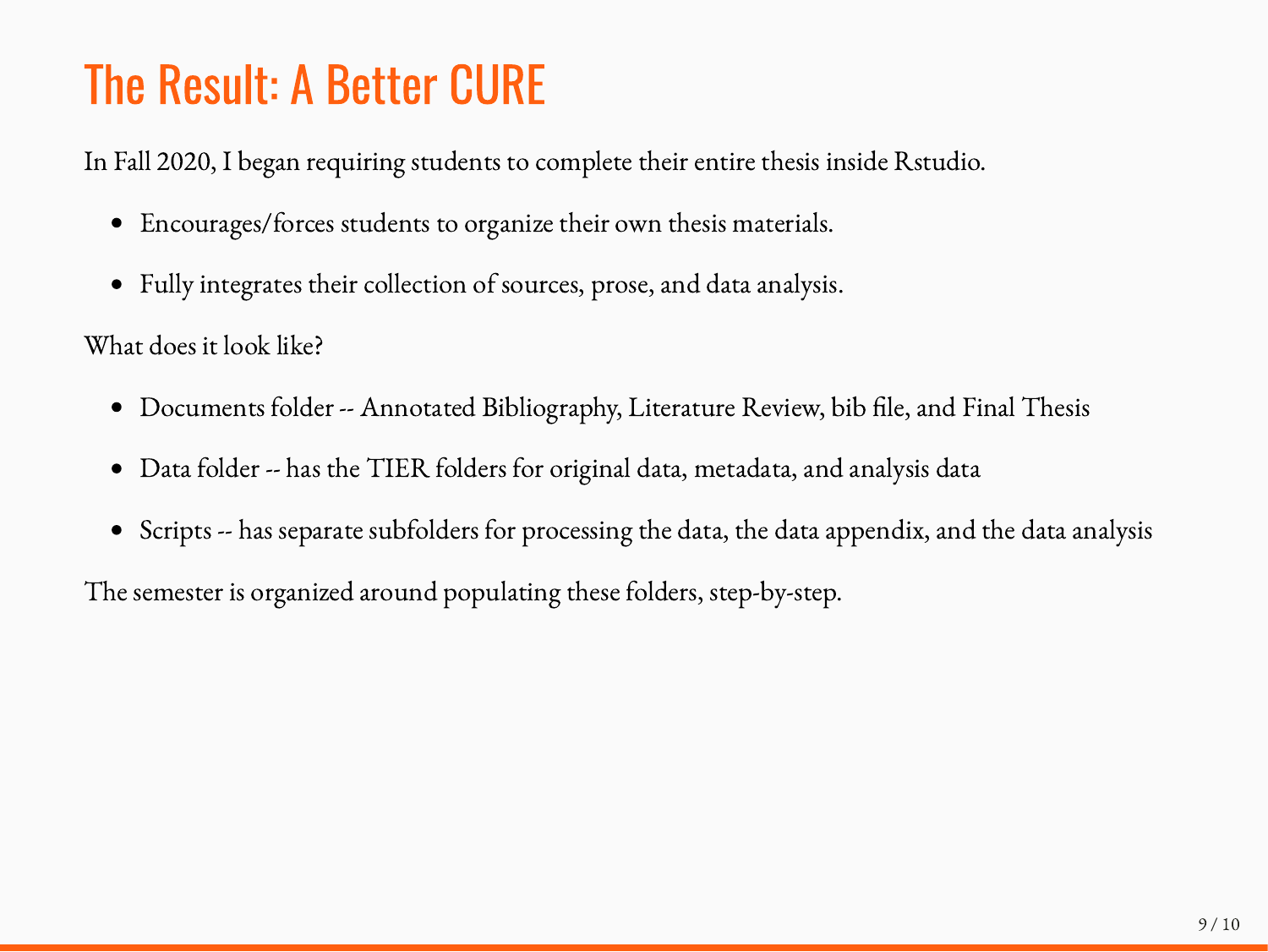# The Result: A Better CURE

In Fall 2020, I began requiring students to complete their entire thesis inside Rstudio.

- Encourages/forces students to organize their own thesis materials.
- Fully integrates their collection of sources, prose, and data analysis.

What does it look like?

- Documents folder -- Annotated Bibliography, Literature Review, bib file, and Final Thesis
- Data folder -- has the TIER folders for original data, metadata, and analysis data
- Scripts -- has separate subfolders for processing the data, the data appendix, and the data analysis

The semester is organized around populating these folders, step-by-step.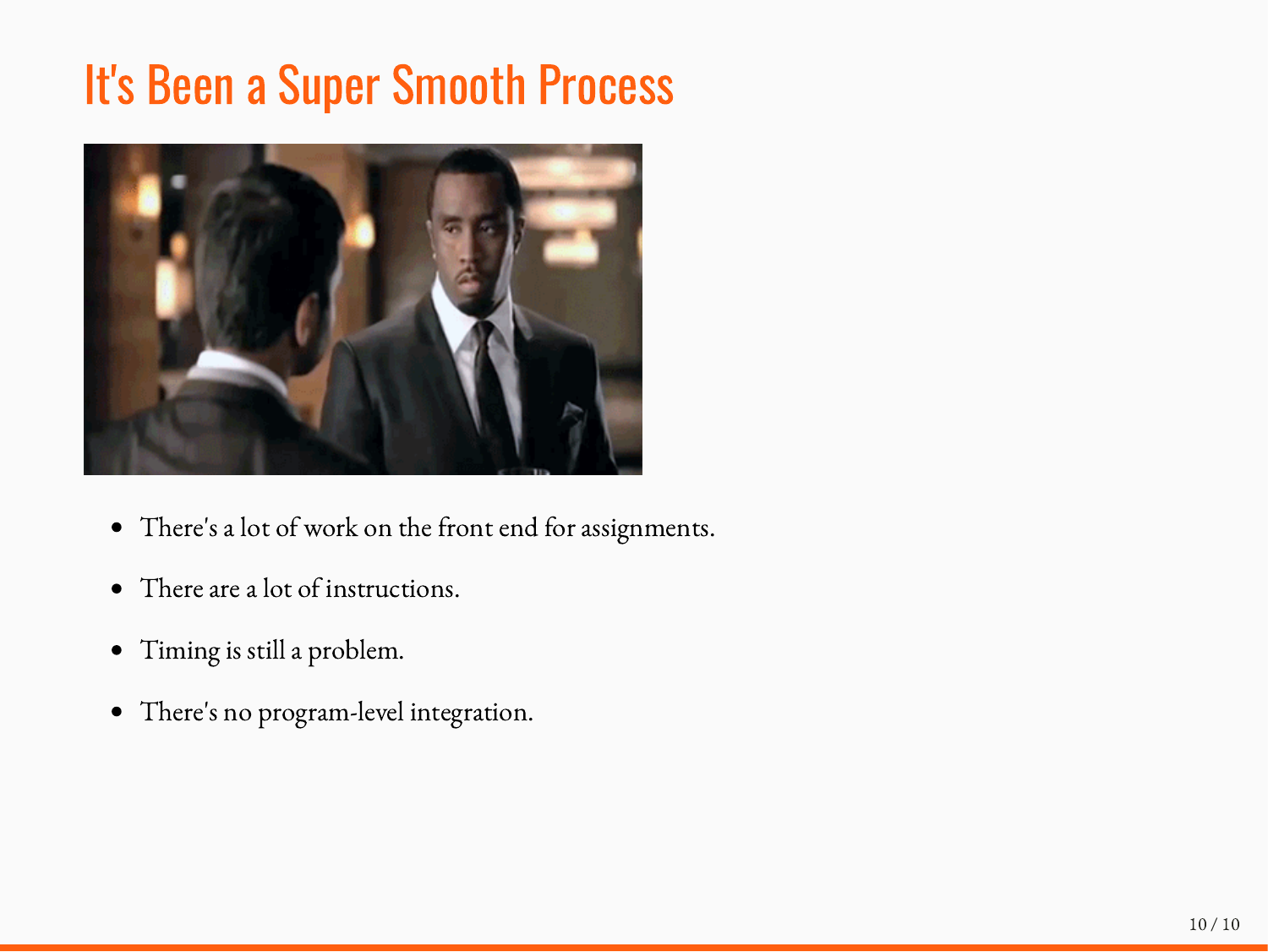# It's Been a Super Smooth Process

- There's a lot of work on the front end for assignments.
- There are a lot of instructions.
- Timing is still a problem.
- There's no program-level integration.